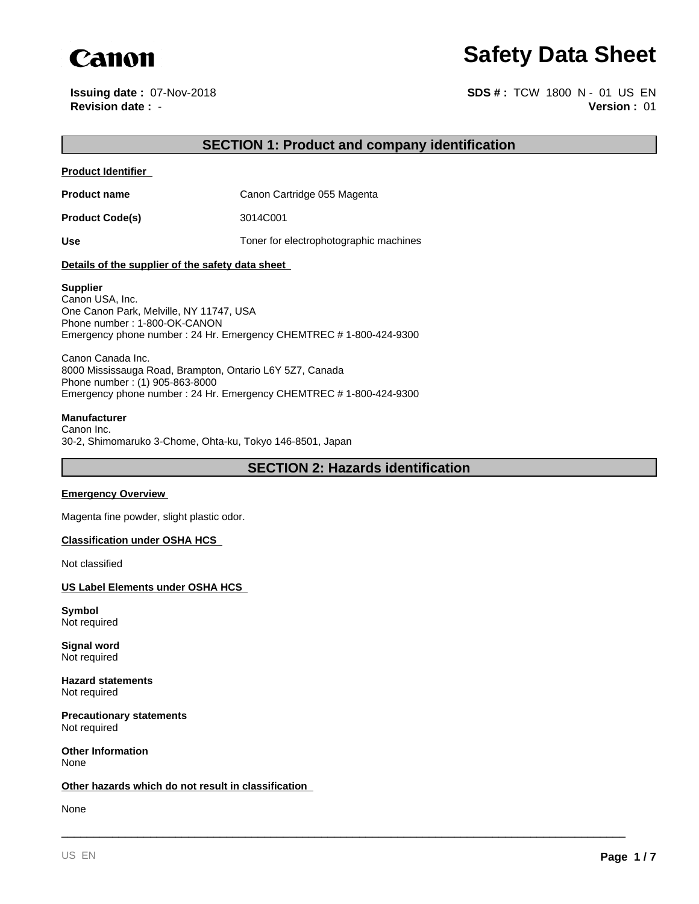Canon

# Safety Data Sheet

**Issuing date :** 07-Nov-2018
**Revision date :** -

**SDS # :** TCW 1800 N - 01 US EN
**Version :** 01

## SECTION 1: Product and company identification

**Product Identifier**

| | |
|---|---|
| **Product name** | Canon Cartridge 055 Magenta |
| **Product Code(s)** | 3014C001 |
| **Use** | Toner for electrophotographic machines |

**Details of the supplier of the safety data sheet**

**Supplier**
Canon USA, Inc.
One Canon Park, Melville, NY 11747, USA
Phone number : 1-800-OK-CANON
Emergency phone number : 24 Hr. Emergency CHEMTREC # 1-800-424-9300

Canon Canada Inc.
8000 Mississauga Road, Brampton, Ontario L6Y 5Z7, Canada
Phone number : (1) 905-863-8000
Emergency phone number : 24 Hr. Emergency CHEMTREC # 1-800-424-9300

**Manufacturer**
Canon Inc.
30-2, Shimomaruko 3-Chome, Ohta-ku, Tokyo 146-8501, Japan

## SECTION 2: Hazards identification

**Emergency Overview**

Magenta fine powder, slight plastic odor.

**Classification under OSHA HCS**

Not classified

**US Label Elements under OSHA HCS**

**Symbol**
Not required

**Signal word**
Not required

**Hazard statements**
Not required

**Precautionary statements**
Not required

**Other Information**
None

**Other hazards which do not result in classification**

None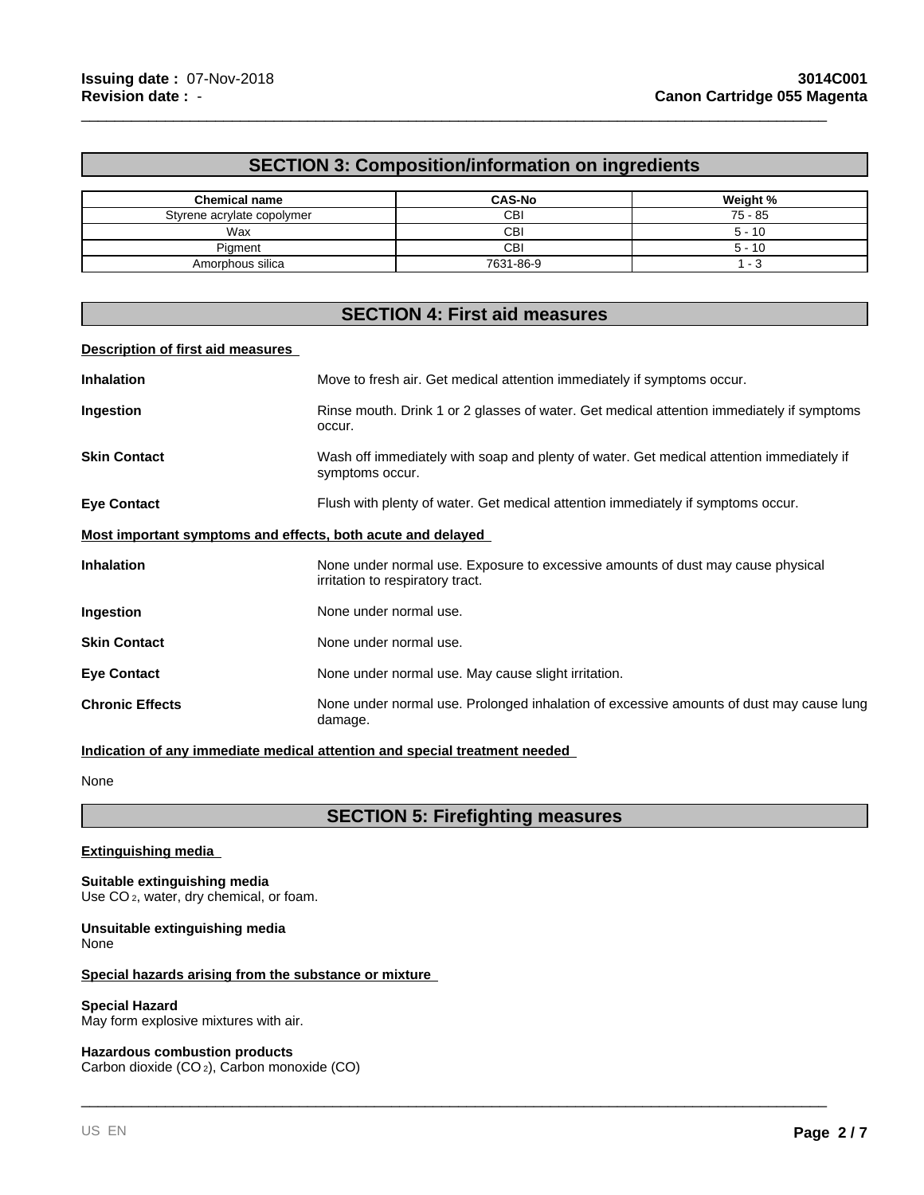## SECTION 3: Composition/information on ingredients

| Chemical name | CAS-No | Weight % |
|---|---|---|
| Styrene acrylate copolymer | CBI | 75 - 85 |
| Wax | CBI | 5 - 10 |
| Pigment | CBI | 5 - 10 |
| Amorphous silica | 7631-86-9 | 1 - 3 |

## SECTION 4: First aid measures

**Description of first aid measures**

**Inhalation** Move to fresh air. Get medical attention immediately if symptoms occur.

**Ingestion** Rinse mouth. Drink 1 or 2 glasses of water. Get medical attention immediately if symptoms occur.

**Skin Contact** Wash off immediately with soap and plenty of water. Get medical attention immediately if symptoms occur.

**Eye Contact** Flush with plenty of water. Get medical attention immediately if symptoms occur.

**Most important symptoms and effects, both acute and delayed**

**Inhalation** None under normal use. Exposure to excessive amounts of dust may cause physical irritation to respiratory tract.

**Ingestion** None under normal use.

**Skin Contact** None under normal use.

**Eye Contact** None under normal use. May cause slight irritation.

**Chronic Effects** None under normal use. Prolonged inhalation of excessive amounts of dust may cause lung damage.

**Indication of any immediate medical attention and special treatment needed**

None

## SECTION 5: Firefighting measures

**Extinguishing media**

**Suitable extinguishing media**
Use $CO_2$, water, dry chemical, or foam.

**Unsuitable extinguishing media**
None

**Special hazards arising from the substance or mixture**

**Special Hazard**
May form explosive mixtures with air.

**Hazardous combustion products**
Carbon dioxide ($CO_2$), Carbon monoxide (CO)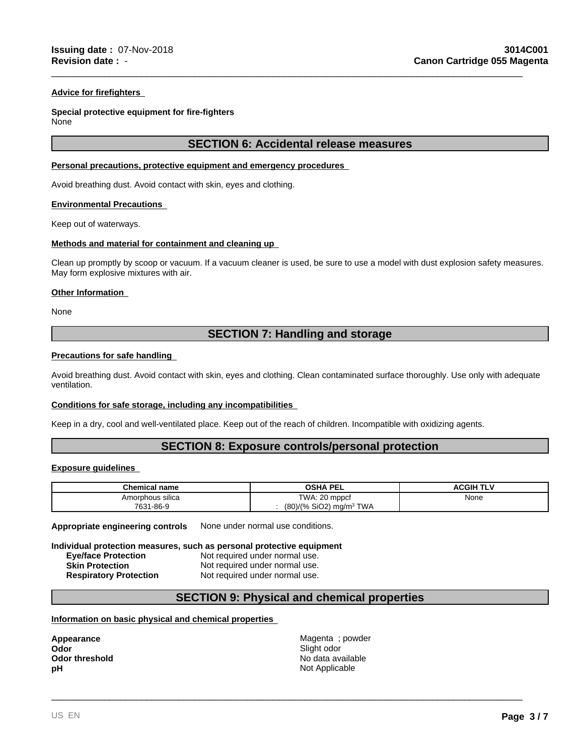#### Advice for firefighters

**Special protective equipment for fire-fighters**
None

## SECTION 6: Accidental release measures

#### Personal precautions, protective equipment and emergency procedures

Avoid breathing dust. Avoid contact with skin, eyes and clothing.

#### Environmental Precautions

Keep out of waterways.

#### Methods and material for containment and cleaning up

Clean up promptly by scoop or vacuum. If a vacuum cleaner is used, be sure to use a model with dust explosion safety measures. May form explosive mixtures with air.

#### Other Information

None

## SECTION 7: Handling and storage

#### Precautions for safe handling

Avoid breathing dust. Avoid contact with skin, eyes and clothing. Clean contaminated surface thoroughly. Use only with adequate ventilation.

#### Conditions for safe storage, including any incompatibilities

Keep in a dry, cool and well-ventilated place. Keep out of the reach of children. Incompatible with oxidizing agents.

## SECTION 8: Exposure controls/personal protection

#### Exposure guidelines

| Chemical name | OSHA PEL | ACGIH TLV |
|---|---|---|
| Amorphous silica<br>7631-86-9 | TWA: 20 mppcf<br>: (80)/(% $SiO_2$) mg/m³ TWA | None |

**Appropriate engineering controls** None under normal use conditions.

**Individual protection measures, such as personal protective equipment**

- **Eye/face Protection** Not required under normal use.
- **Skin Protection** Not required under normal use.
- **Respiratory Protection** Not required under normal use.

## SECTION 9: Physical and chemical properties

#### Information on basic physical and chemical properties

| | |
|---|---|
| **Appearance** | Magenta ; powder |
| **Odor** | Slight odor |
| **Odor threshold** | No data available |
| **pH** | Not Applicable |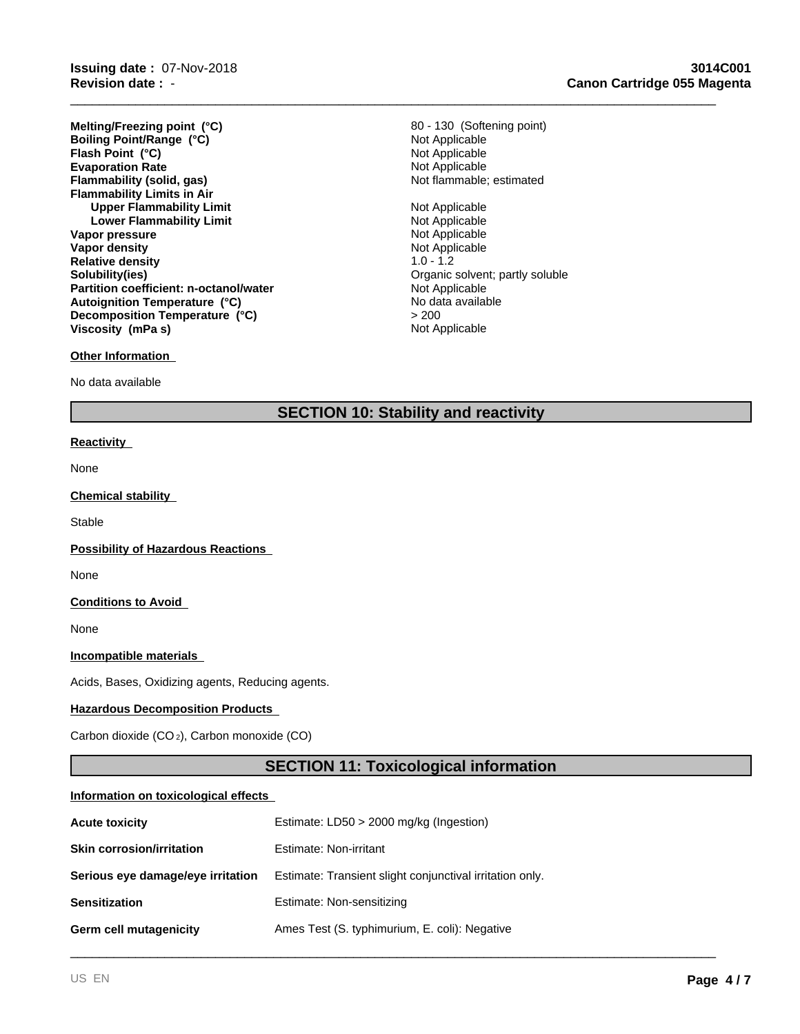| | |
|---|---|
| **Melting/Freezing point (°C)** | 80 - 130 (Softening point) |
| **Boiling Point/Range (°C)** | Not Applicable |
| **Flash Point (°C)** | Not Applicable |
| **Evaporation Rate** | Not Applicable |
| **Flammability (solid, gas)** | Not flammable; estimated |
| **Flammability Limits in Air** | |
| **Upper Flammability Limit** | Not Applicable |
| **Lower Flammability Limit** | Not Applicable |
| **Vapor pressure** | Not Applicable |
| **Vapor density** | Not Applicable |
| **Relative density** | 1.0 - 1.2 |
| **Solubility(ies)** | Organic solvent; partly soluble |
| **Partition coefficient: n-octanol/water** | Not Applicable |
| **Autoignition Temperature (°C)** | No data available |
| **Decomposition Temperature (°C)** | > 200 |
| **Viscosity (mPa s)** | Not Applicable |

**Other Information**

No data available

## SECTION 10: Stability and reactivity

**Reactivity**

None

**Chemical stability**

Stable

**Possibility of Hazardous Reactions**

None

**Conditions to Avoid**

None

**Incompatible materials**

Acids, Bases, Oxidizing agents, Reducing agents.

**Hazardous Decomposition Products**

Carbon dioxide ($CO_2$), Carbon monoxide (CO)

## SECTION 11: Toxicological information

**Information on toxicological effects**

| | |
|---|---|
| **Acute toxicity** | Estimate: LD50 > 2000 mg/kg (Ingestion) |
| **Skin corrosion/irritation** | Estimate: Non-irritant |
| **Serious eye damage/eye irritation** | Estimate: Transient slight conjunctival irritation only. |
| **Sensitization** | Estimate: Non-sensitizing |
| **Germ cell mutagenicity** | Ames Test (S. typhimurium, E. coli): Negative |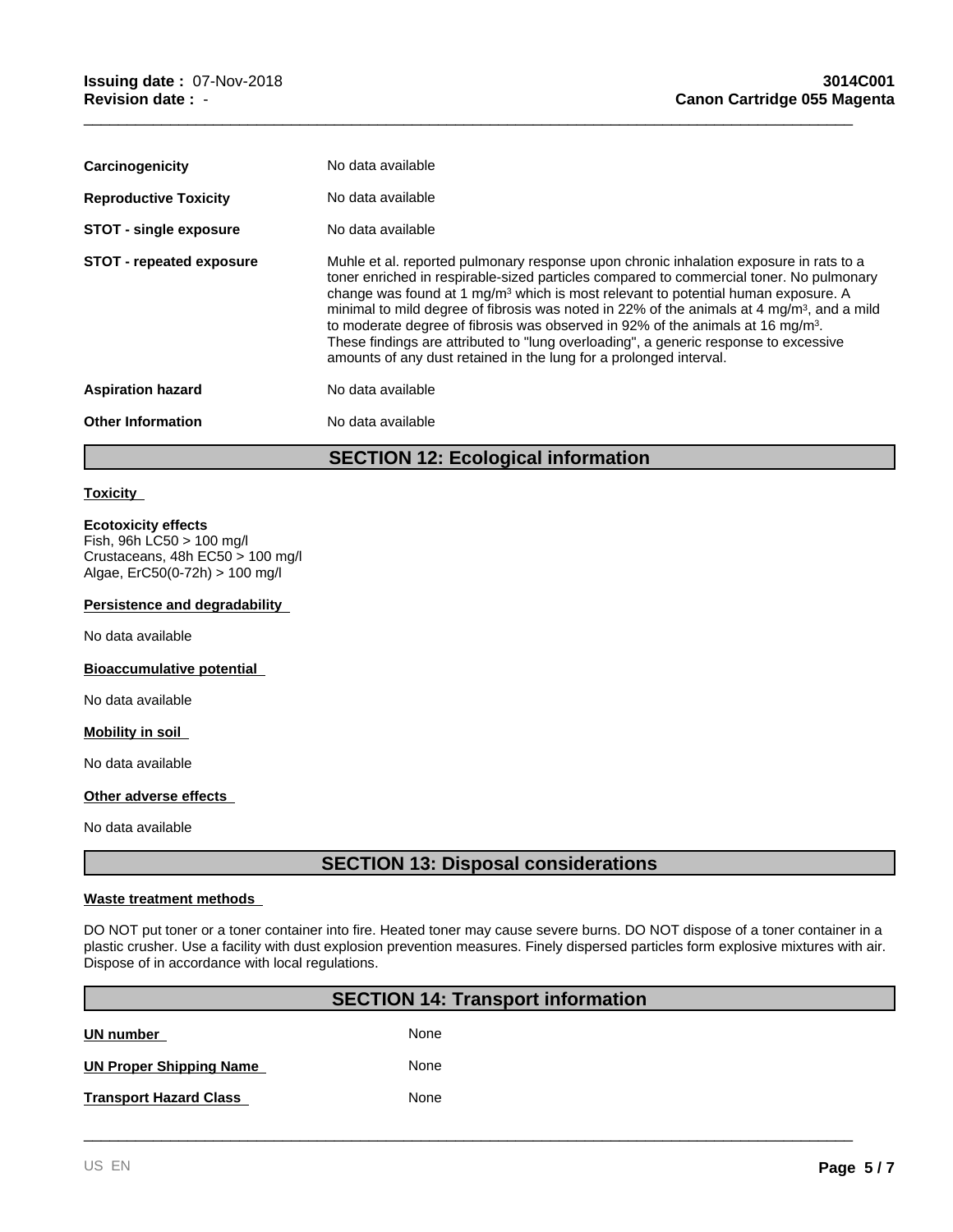| | |
|---|---|
| **Carcinogenicity** | No data available |
| **Reproductive Toxicity** | No data available |
| **STOT - single exposure** | No data available |
| **STOT - repeated exposure** | Muhle et al. reported pulmonary response upon chronic inhalation exposure in rats to a toner enriched in respirable-sized particles compared to commercial toner. No pulmonary change was found at 1 $mg/m^3$ which is most relevant to potential human exposure. A minimal to mild degree of fibrosis was noted in 22% of the animals at 4 $mg/m^3$, and a mild to moderate degree of fibrosis was observed in 92% of the animals at 16 $mg/m^3$. These findings are attributed to "lung overloading", a generic response to excessive amounts of any dust retained in the lung for a prolonged interval. |
| **Aspiration hazard** | No data available |
| **Other Information** | No data available |

## SECTION 12: Ecological information

**Toxicity**

**Ecotoxicity effects**
Fish, 96h LC50 > 100 mg/l
Crustaceans, 48h EC50 > 100 mg/l
Algae, ErC50(0-72h) > 100 mg/l

**Persistence and degradability**

No data available

**Bioaccumulative potential**

No data available

**Mobility in soil**

No data available

**Other adverse effects**

No data available

## SECTION 13: Disposal considerations

**Waste treatment methods**

DO NOT put toner or a toner container into fire. Heated toner may cause severe burns. DO NOT dispose of a toner container in a plastic crusher. Use a facility with dust explosion prevention measures. Finely dispersed particles form explosive mixtures with air. Dispose of in accordance with local regulations.

## SECTION 14: Transport information

| | |
|---|---|
| **UN number** | None |
| **UN Proper Shipping Name** | None |
| **Transport Hazard Class** | None |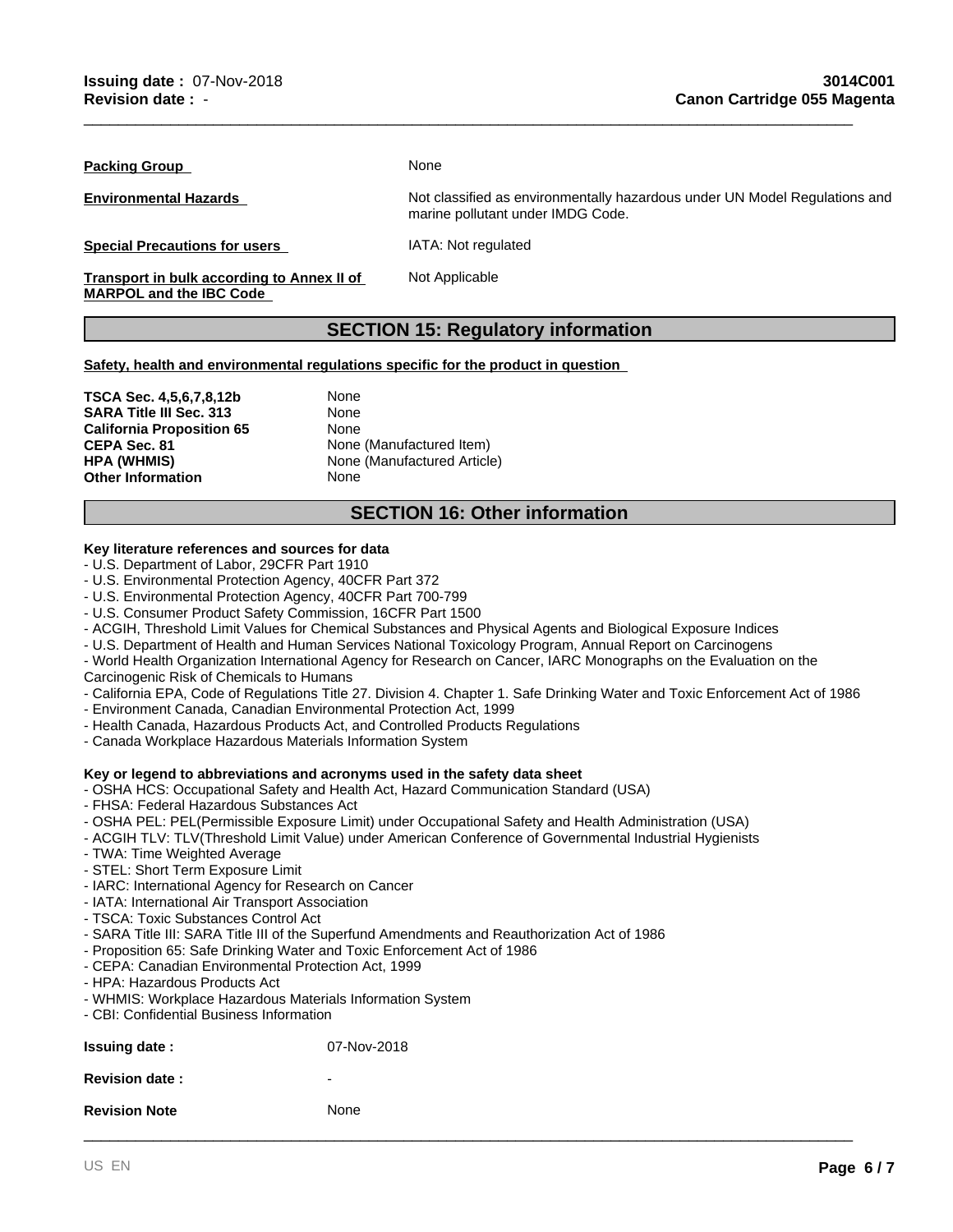| | |
|---|---|
| **Packing Group** | None |
| **Environmental Hazards** | Not classified as environmentally hazardous under UN Model Regulations and marine pollutant under IMDG Code. |
| **Special Precautions for users** | IATA: Not regulated |
| **Transport in bulk according to Annex II of MARPOL and the IBC Code** | Not Applicable |

## SECTION 15: Regulatory information

**Safety, health and environmental regulations specific for the product in question**

| | |
|---|---|
| **TSCA Sec. 4,5,6,7,8,12b** | None |
| **SARA Title III Sec. 313** | None |
| **California Proposition 65** | None |
| **CEPA Sec. 81** | None (Manufactured Item) |
| **HPA (WHMIS)** | None (Manufactured Article) |
| **Other Information** | None |

## SECTION 16: Other information

**Key literature references and sources for data**

- U.S. Department of Labor, 29CFR Part 1910
- U.S. Environmental Protection Agency, 40CFR Part 372
- U.S. Environmental Protection Agency, 40CFR Part 700-799
- U.S. Consumer Product Safety Commission, 16CFR Part 1500
- ACGIH, Threshold Limit Values for Chemical Substances and Physical Agents and Biological Exposure Indices
- U.S. Department of Health and Human Services National Toxicology Program, Annual Report on Carcinogens
- World Health Organization International Agency for Research on Cancer, IARC Monographs on the Evaluation on the Carcinogenic Risk of Chemicals to Humans
- California EPA, Code of Regulations Title 27. Division 4. Chapter 1. Safe Drinking Water and Toxic Enforcement Act of 1986
- Environment Canada, Canadian Environmental Protection Act, 1999
- Health Canada, Hazardous Products Act, and Controlled Products Regulations
- Canada Workplace Hazardous Materials Information System

**Key or legend to abbreviations and acronyms used in the safety data sheet**

- OSHA HCS: Occupational Safety and Health Act, Hazard Communication Standard (USA)
- FHSA: Federal Hazardous Substances Act
- OSHA PEL: PEL(Permissible Exposure Limit) under Occupational Safety and Health Administration (USA)
- ACGIH TLV: TLV(Threshold Limit Value) under American Conference of Governmental Industrial Hygienists
- TWA: Time Weighted Average
- STEL: Short Term Exposure Limit
- IARC: International Agency for Research on Cancer
- IATA: International Air Transport Association
- TSCA: Toxic Substances Control Act
- SARA Title III: SARA Title III of the Superfund Amendments and Reauthorization Act of 1986
- Proposition 65: Safe Drinking Water and Toxic Enforcement Act of 1986
- CEPA: Canadian Environmental Protection Act, 1999
- HPA: Hazardous Products Act
- WHMIS: Workplace Hazardous Materials Information System
- CBI: Confidential Business Information

| | |
|---|---|
| **Issuing date :** | 07-Nov-2018 |
| **Revision date :** | - |
| **Revision Note** | None |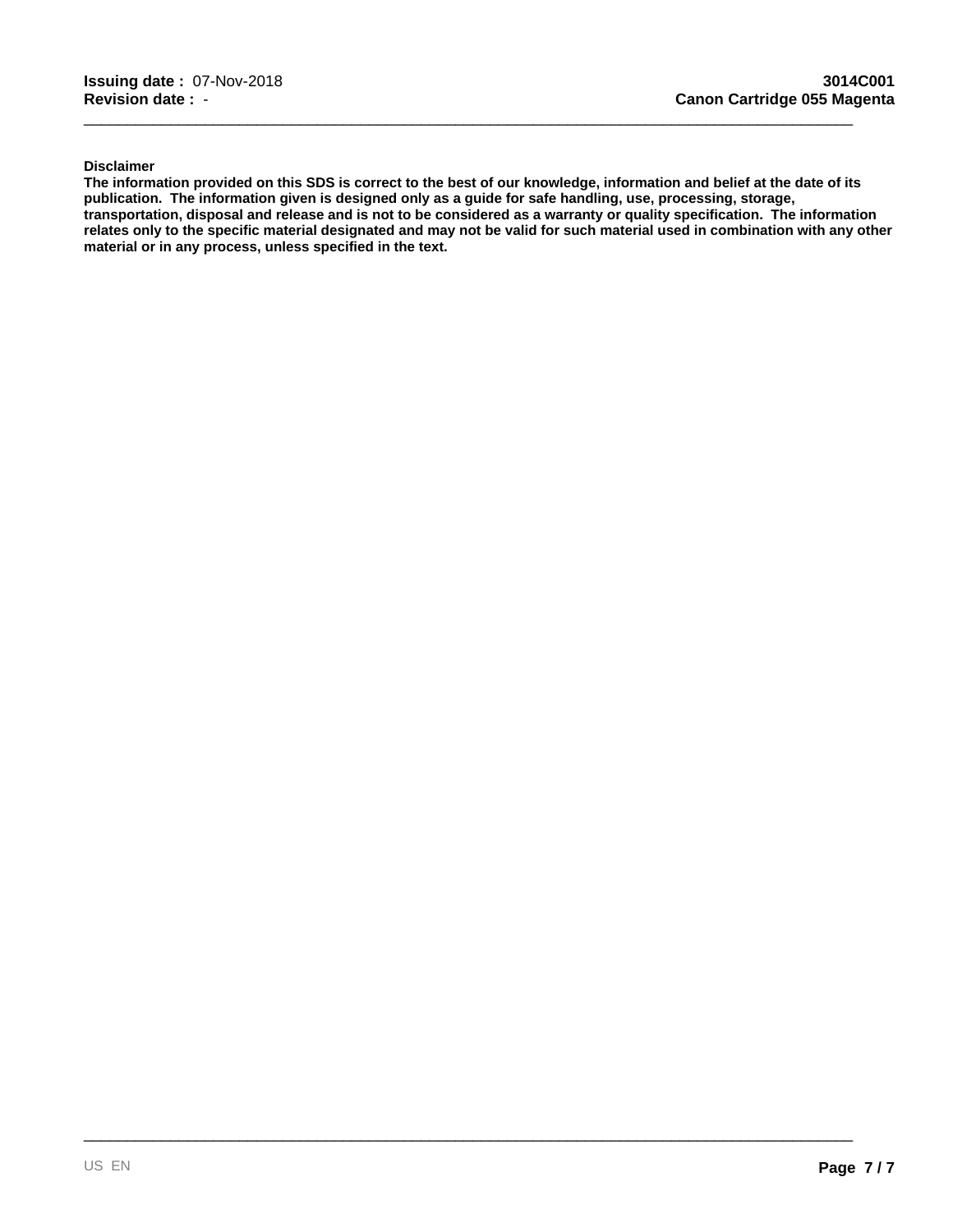**Disclaimer**

**The information provided on this SDS is correct to the best of our knowledge, information and belief at the date of its publication. The information given is designed only as a guide for safe handling, use, processing, storage, transportation, disposal and release and is not to be considered as a warranty or quality specification. The information relates only to the specific material designated and may not be valid for such material used in combination with any other material or in any process, unless specified in the text.**